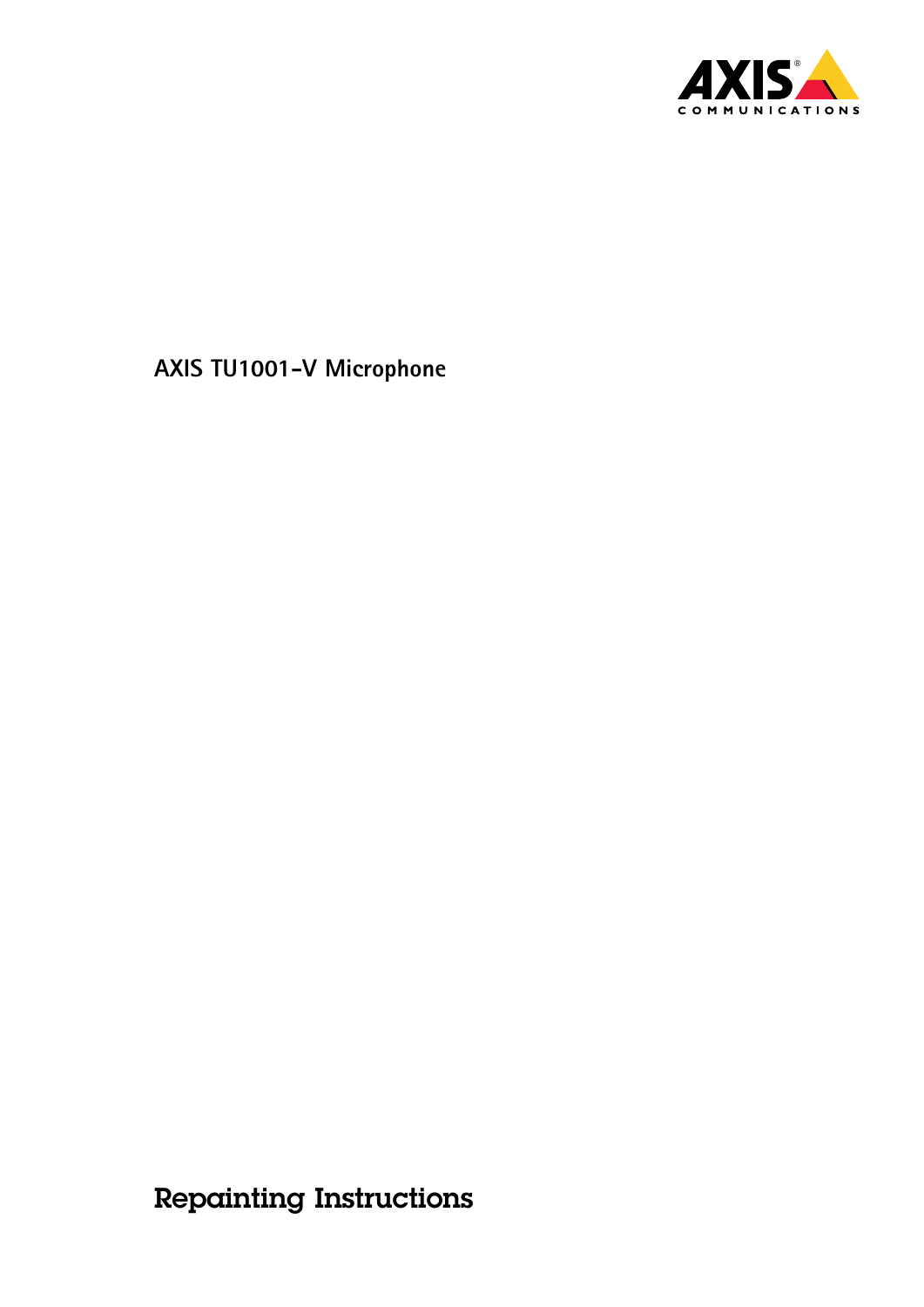# AXIS TU1001-V Microphone

# Repainting Instructions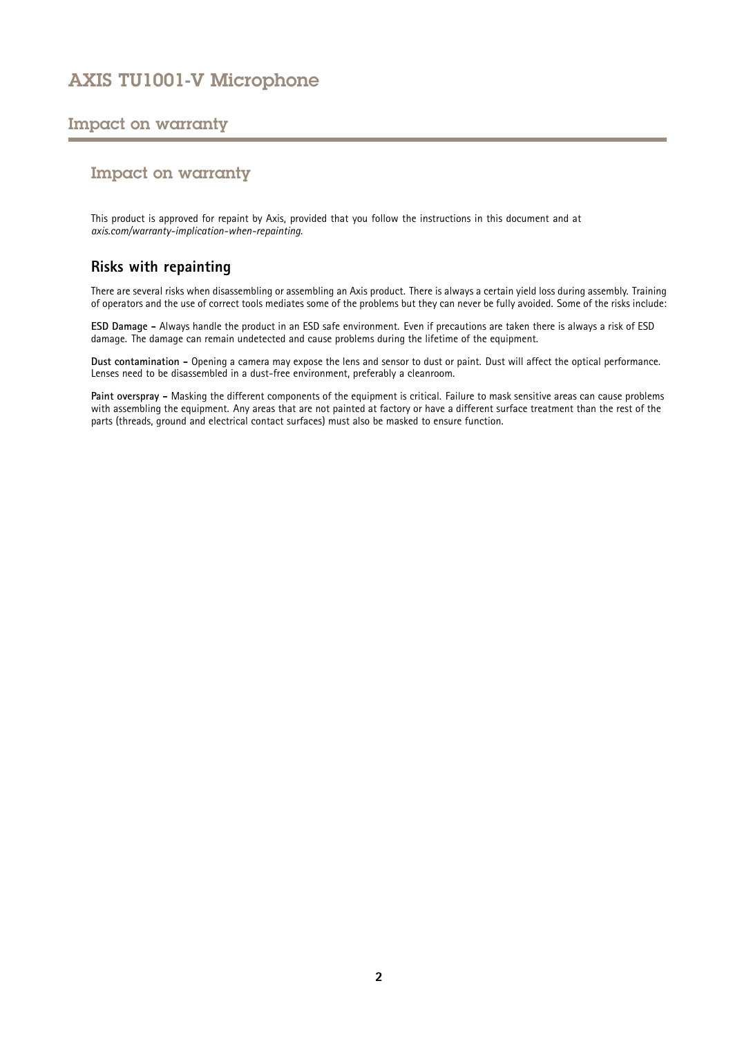## Impact on warranty

This product is approved for repaint by Axis, provided that you follow the instructions in this document and at *axis.com/warranty-implication-when-repainting*.

### Risks with repainting

There are several risks when disassembling or assembling an Axis product. There is always a certain yield loss during assembly. Training of operators and the use of correct tools mediates some of the problems but they can never be fully avoided. Some of the risks include:

**ESD Damage –** Always handle the product in an ESD safe environment. Even if precautions are taken there is always a risk of ESD damage. The damage can remain undetected and cause problems during the lifetime of the equipment.

**Dust contamination –** Opening a camera may expose the lens and sensor to dust or paint. Dust will affect the optical performance. Lenses need to be disassembled in a dust-free environment, preferably a cleanroom.

**Paint overspray –** Masking the different components of the equipment is critical. Failure to mask sensitive areas can cause problems with assembling the equipment. Any areas that are not painted at factory or have a different surface treatment than the rest of the parts (threads, ground and electrical contact surfaces) must also be masked to ensure function.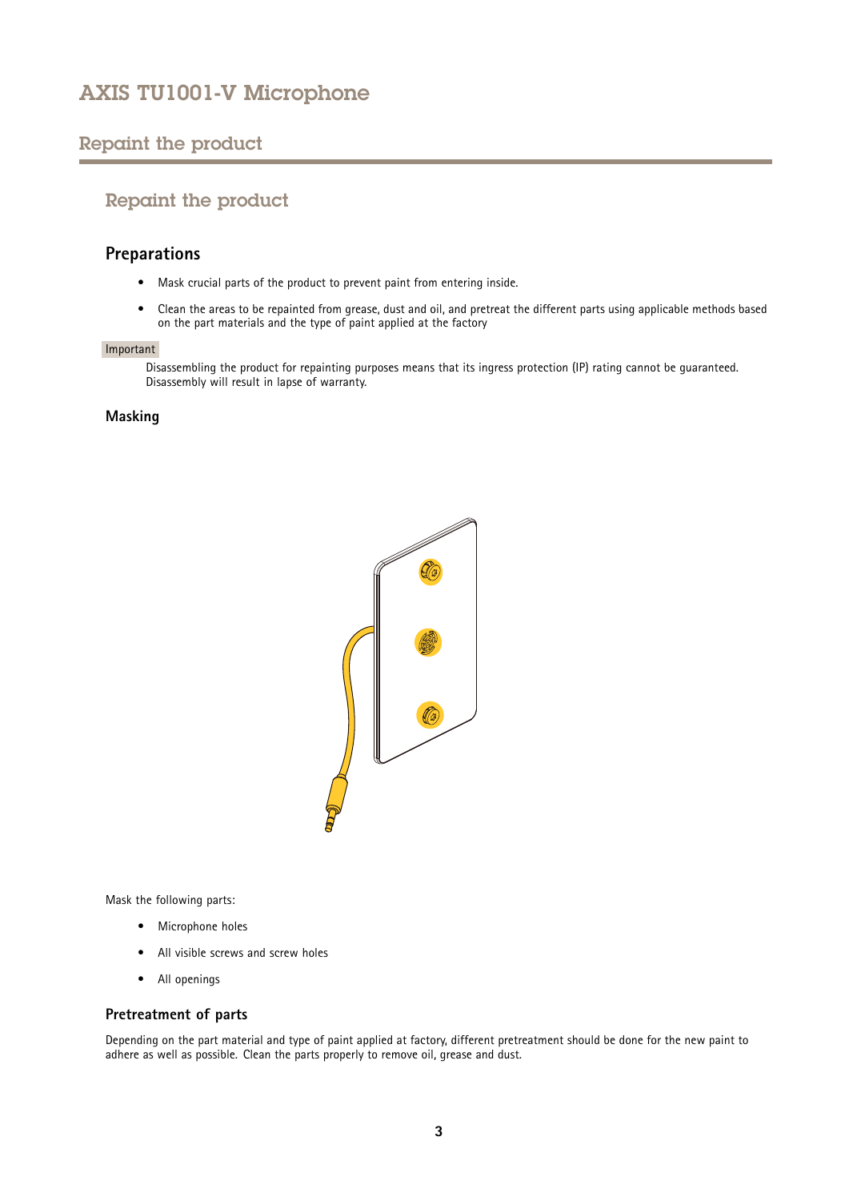## Repaint the product

### Repaint the product

#### Preparations

- Mask crucial parts of the product to prevent paint from entering inside.
- Clean the areas to be repainted from grease, dust and oil, and pretreat the different parts using applicable methods based on the part materials and the type of paint applied at the factory

Important

Disassembling the product for repainting purposes means that its ingress protection (IP) rating cannot be guaranteed. Disassembly will result in lapse of warranty.

##### Masking

Mask the following parts:

- Microphone holes
- All visible screws and screw holes
- All openings

##### Pretreatment of parts

Depending on the part material and type of paint applied at factory, different pretreatment should be done for the new paint to adhere as well as possible. Clean the parts properly to remove oil, grease and dust.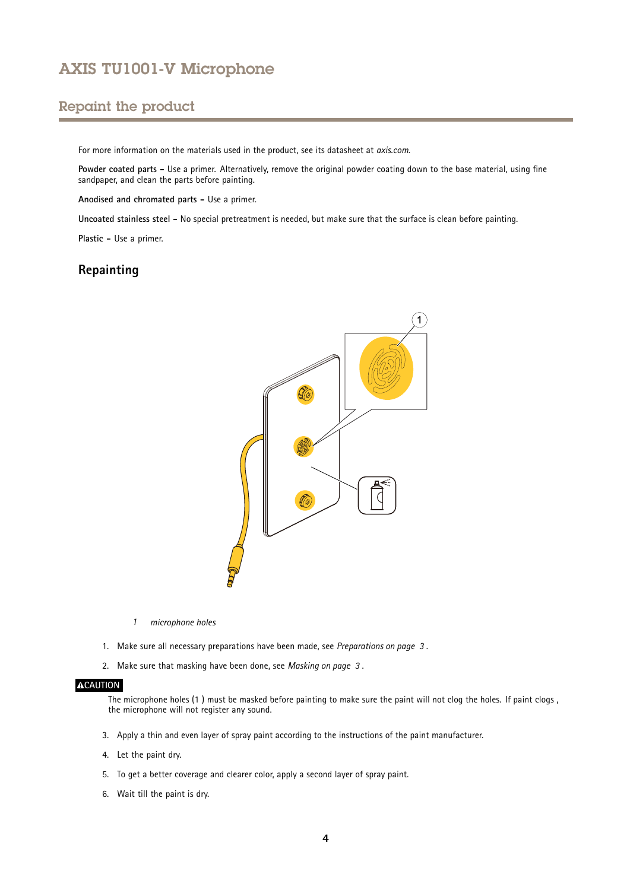# AXIS TU1001-V Microphone

## Repaint the product

For more information on the materials used in the product, see its datasheet at *axis.com*.

**Powder coated parts –** Use a primer. Alternatively, remove the original powder coating down to the base material, using fine sandpaper, and clean the parts before painting.

**Anodised and chromated parts –** Use a primer.

**Uncoated stainless steel –** No special pretreatment is needed, but make sure that the surface is clean before painting.

**Plastic –** Use a primer.

### Repainting

*1 microphone holes*

1. Make sure all necessary preparations have been made, see *Preparations on page 3* .
2. Make sure that masking have been done, see *Masking on page 3* .

**⚠CAUTION**

The microphone holes (1 ) must be masked before painting to make sure the paint will not clog the holes. If paint clogs , the microphone will not register any sound.

3. Apply a thin and even layer of spray paint according to the instructions of the paint manufacturer.
4. Let the paint dry.
5. To get a better coverage and clearer color, apply a second layer of spray paint.
6. Wait till the paint is dry.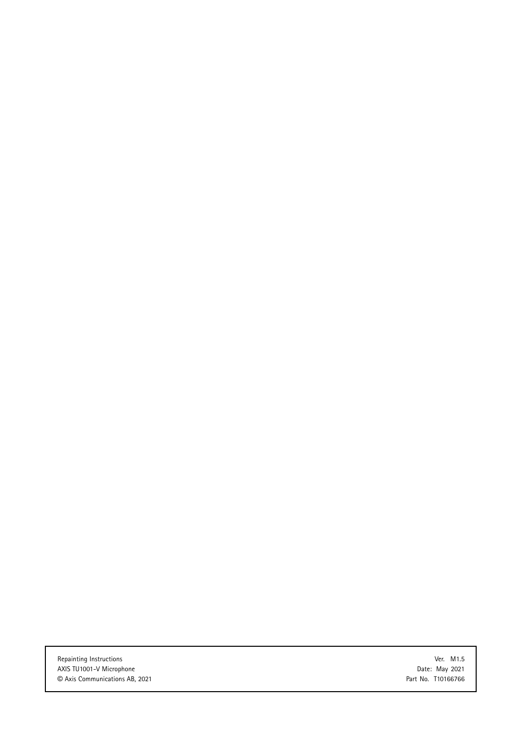Repainting Instructions
AXIS TU1001-V Microphone
© Axis Communications AB, 2021

Ver. M1.5
Date: May 2021
Part No. T10166766